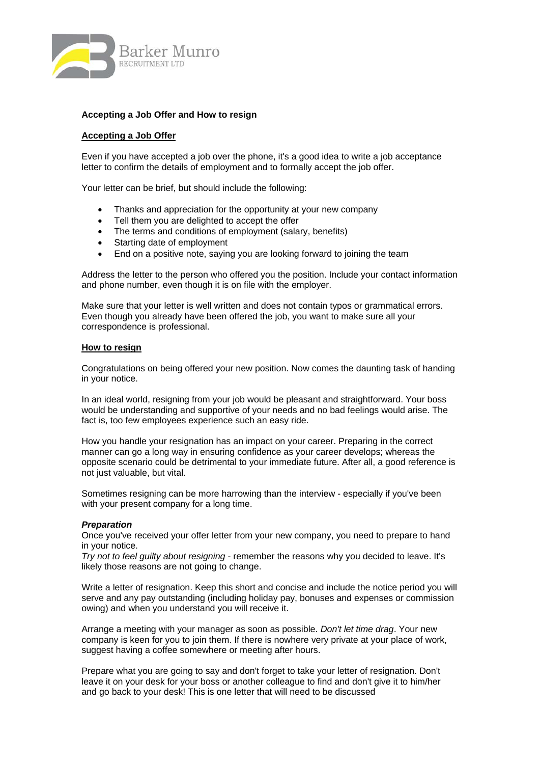Barker Munro
RECRUITMENT LTD

**Accepting a Job Offer and How to resign**

## Accepting a Job Offer

Even if you have accepted a job over the phone, it's a good idea to write a job acceptance letter to confirm the details of employment and to formally accept the job offer.

Your letter can be brief, but should include the following:

- Thanks and appreciation for the opportunity at your new company
- Tell them you are delighted to accept the offer
- The terms and conditions of employment (salary, benefits)
- Starting date of employment
- End on a positive note, saying you are looking forward to joining the team

Address the letter to the person who offered you the position. Include your contact information and phone number, even though it is on file with the employer.

Make sure that your letter is well written and does not contain typos or grammatical errors. Even though you already have been offered the job, you want to make sure all your correspondence is professional.

## How to resign

Congratulations on being offered your new position. Now comes the daunting task of handing in your notice.

In an ideal world, resigning from your job would be pleasant and straightforward. Your boss would be understanding and supportive of your needs and no bad feelings would arise. The fact is, too few employees experience such an easy ride.

How you handle your resignation has an impact on your career. Preparing in the correct manner can go a long way in ensuring confidence as your career develops; whereas the opposite scenario could be detrimental to your immediate future. After all, a good reference is not just valuable, but vital.

Sometimes resigning can be more harrowing than the interview - especially if you've been with your present company for a long time.

### *Preparation*

Once you've received your offer letter from your new company, you need to prepare to hand in your notice.

*Try not to feel guilty about resigning* - remember the reasons why you decided to leave. It's likely those reasons are not going to change.

Write a letter of resignation. Keep this short and concise and include the notice period you will serve and any pay outstanding (including holiday pay, bonuses and expenses or commission owing) and when you understand you will receive it.

Arrange a meeting with your manager as soon as possible. *Don't let time drag*. Your new company is keen for you to join them. If there is nowhere very private at your place of work, suggest having a coffee somewhere or meeting after hours.

Prepare what you are going to say and don't forget to take your letter of resignation. Don't leave it on your desk for your boss or another colleague to find and don't give it to him/her and go back to your desk! This is one letter that will need to be discussed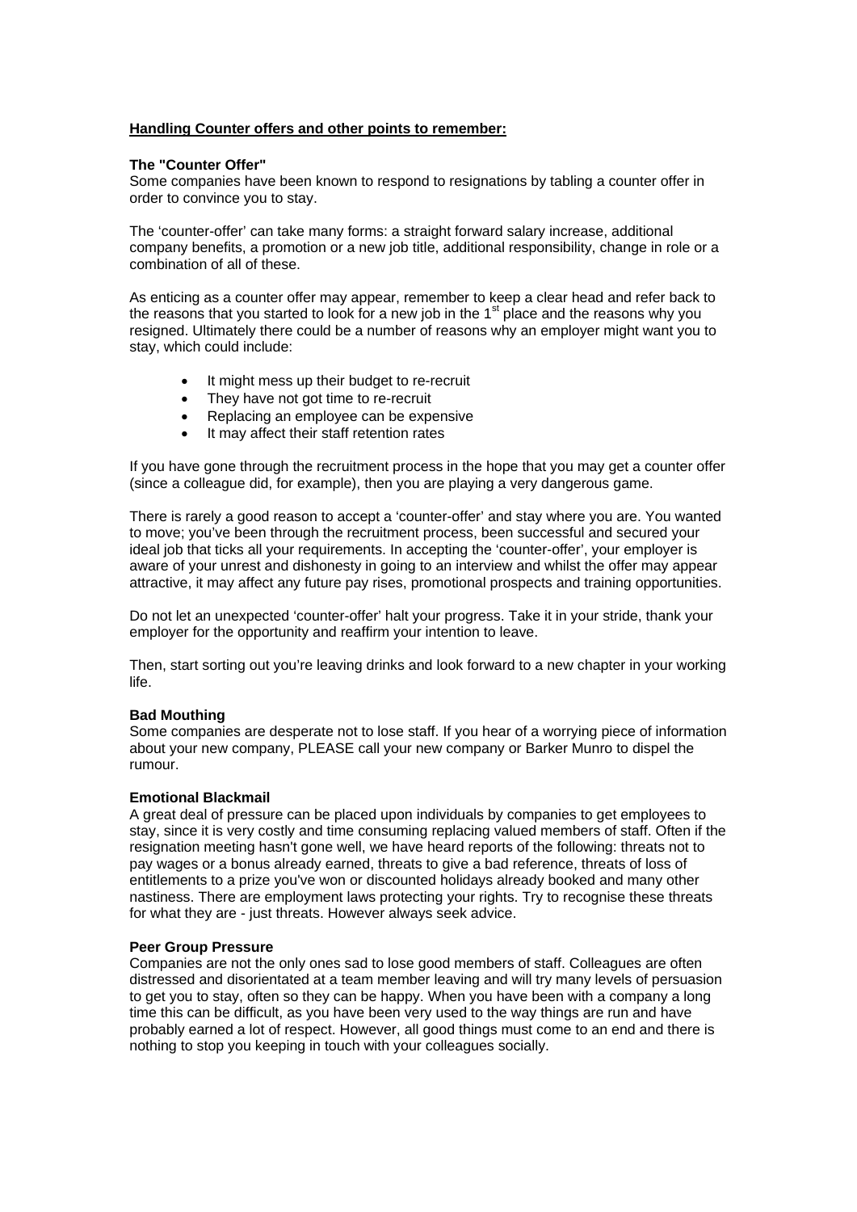## Handling Counter offers and other points to remember:

**The "Counter Offer"**

Some companies have been known to respond to resignations by tabling a counter offer in order to convince you to stay.

The 'counter-offer' can take many forms: a straight forward salary increase, additional company benefits, a promotion or a new job title, additional responsibility, change in role or a combination of all of these.

As enticing as a counter offer may appear, remember to keep a clear head and refer back to the reasons that you started to look for a new job in the 1st place and the reasons why you resigned. Ultimately there could be a number of reasons why an employer might want you to stay, which could include:

- It might mess up their budget to re-recruit
- They have not got time to re-recruit
- Replacing an employee can be expensive
- It may affect their staff retention rates

If you have gone through the recruitment process in the hope that you may get a counter offer (since a colleague did, for example), then you are playing a very dangerous game.

There is rarely a good reason to accept a 'counter-offer' and stay where you are. You wanted to move; you've been through the recruitment process, been successful and secured your ideal job that ticks all your requirements. In accepting the 'counter-offer', your employer is aware of your unrest and dishonesty in going to an interview and whilst the offer may appear attractive, it may affect any future pay rises, promotional prospects and training opportunities.

Do not let an unexpected 'counter-offer' halt your progress. Take it in your stride, thank your employer for the opportunity and reaffirm your intention to leave.

Then, start sorting out you're leaving drinks and look forward to a new chapter in your working life.

**Bad Mouthing**

Some companies are desperate not to lose staff. If you hear of a worrying piece of information about your new company, PLEASE call your new company or Barker Munro to dispel the rumour.

**Emotional Blackmail**

A great deal of pressure can be placed upon individuals by companies to get employees to stay, since it is very costly and time consuming replacing valued members of staff. Often if the resignation meeting hasn't gone well, we have heard reports of the following: threats not to pay wages or a bonus already earned, threats to give a bad reference, threats of loss of entitlements to a prize you've won or discounted holidays already booked and many other nastiness. There are employment laws protecting your rights. Try to recognise these threats for what they are - just threats. However always seek advice.

**Peer Group Pressure**

Companies are not the only ones sad to lose good members of staff. Colleagues are often distressed and disorientated at a team member leaving and will try many levels of persuasion to get you to stay, often so they can be happy. When you have been with a company a long time this can be difficult, as you have been very used to the way things are run and have probably earned a lot of respect. However, all good things must come to an end and there is nothing to stop you keeping in touch with your colleagues socially.